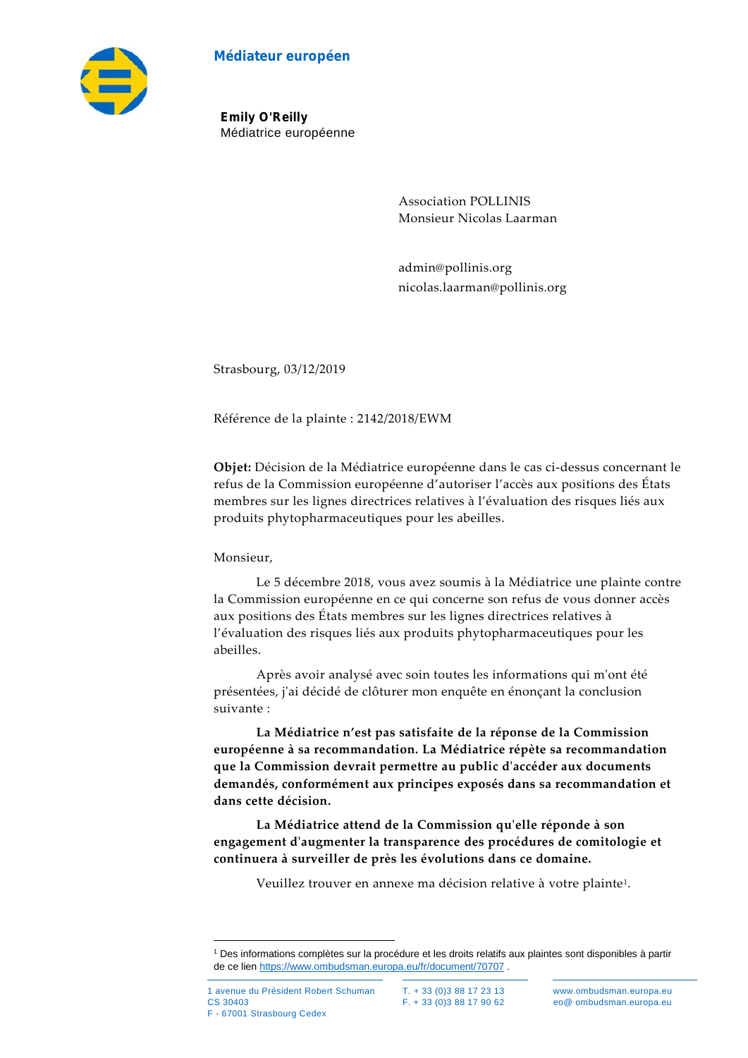**Médiateur européen**

**Emily O'Reilly**
Médiatrice européenne

Association POLLINIS
Monsieur Nicolas Laarman

admin@pollinis.org
nicolas.laarman@pollinis.org

Strasbourg, 03/12/2019

Référence de la plainte : 2142/2018/EWM

**Objet:** Décision de la Médiatrice européenne dans le cas ci-dessus concernant le refus de la Commission européenne d'autoriser l'accès aux positions des États membres sur les lignes directrices relatives à l'évaluation des risques liés aux produits phytopharmaceutiques pour les abeilles.

Monsieur,

Le 5 décembre 2018, vous avez soumis à la Médiatrice une plainte contre la Commission européenne en ce qui concerne son refus de vous donner accès aux positions des États membres sur les lignes directrices relatives à l'évaluation des risques liés aux produits phytopharmaceutiques pour les abeilles.

Après avoir analysé avec soin toutes les informations qui m'ont été présentées, j'ai décidé de clôturer mon enquête en énonçant la conclusion suivante :

**La Médiatrice n'est pas satisfaite de la réponse de la Commission européenne à sa recommandation. La Médiatrice répète sa recommandation que la Commission devrait permettre au public d'accéder aux documents demandés, conformément aux principes exposés dans sa recommandation et dans cette décision.**

**La Médiatrice attend de la Commission qu'elle réponde à son engagement d'augmenter la transparence des procédures de comitologie et continuera à surveiller de près les évolutions dans ce domaine.**

Veuillez trouver en annexe ma décision relative à votre plainte[1].

---

[1] Des informations complètes sur la procédure et les droits relatifs aux plaintes sont disponibles à partir de ce lien https://www.ombudsman.europa.eu/fr/document/70707 .

1 avenue du Président Robert Schuman
CS 30403
F - 67001 Strasbourg Cedex

T. + 33 (0)3 88 17 23 13
F. + 33 (0)3 88 17 90 62

www.ombudsman.europa.eu
eo@ ombudsman.europa.eu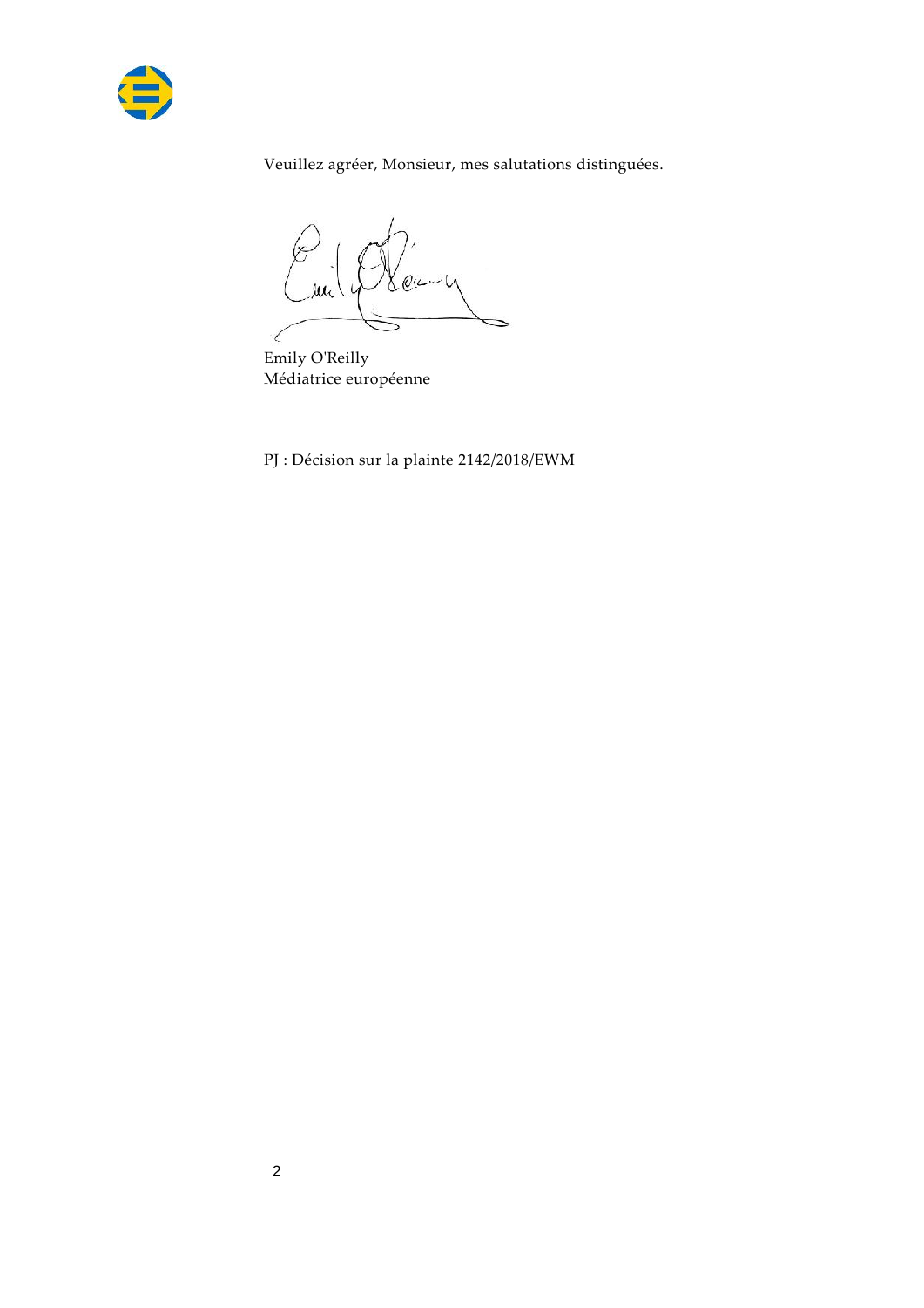Veuillez agréer, Monsieur, mes salutations distinguées.

Emily O'Reilly
Médiatrice européenne

PJ : Décision sur la plainte 2142/2018/EWM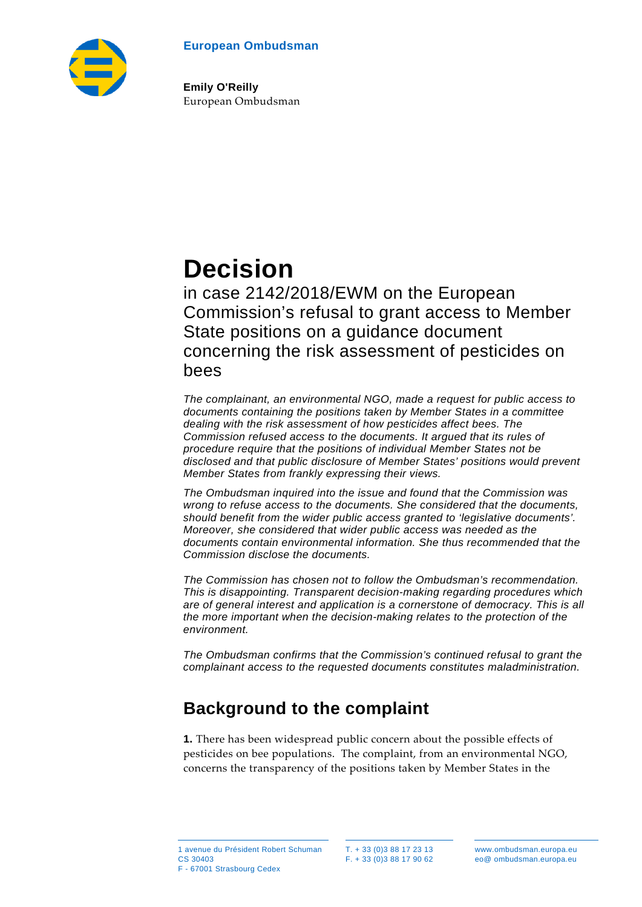European Ombudsman

**Emily O'Reilly**
European Ombudsman

# Decision

## in case 2142/2018/EWM on the European Commission's refusal to grant access to Member State positions on a guidance document concerning the risk assessment of pesticides on bees

*The complainant, an environmental NGO, made a request for public access to documents containing the positions taken by Member States in a committee dealing with the risk assessment of how pesticides affect bees. The Commission refused access to the documents. It argued that its rules of procedure require that the positions of individual Member States not be disclosed and that public disclosure of Member States' positions would prevent Member States from frankly expressing their views.*

*The Ombudsman inquired into the issue and found that the Commission was wrong to refuse access to the documents. She considered that the documents, should benefit from the wider public access granted to 'legislative documents'. Moreover, she considered that wider public access was needed as the documents contain environmental information. She thus recommended that the Commission disclose the documents.*

*The Commission has chosen not to follow the Ombudsman's recommendation. This is disappointing. Transparent decision-making regarding procedures which are of general interest and application is a cornerstone of democracy. This is all the more important when the decision-making relates to the protection of the environment.*

*The Ombudsman confirms that the Commission's continued refusal to grant the complainant access to the requested documents constitutes maladministration.*

## Background to the complaint

**1.** There has been widespread public concern about the possible effects of pesticides on bee populations. The complaint, from an environmental NGO, concerns the transparency of the positions taken by Member States in the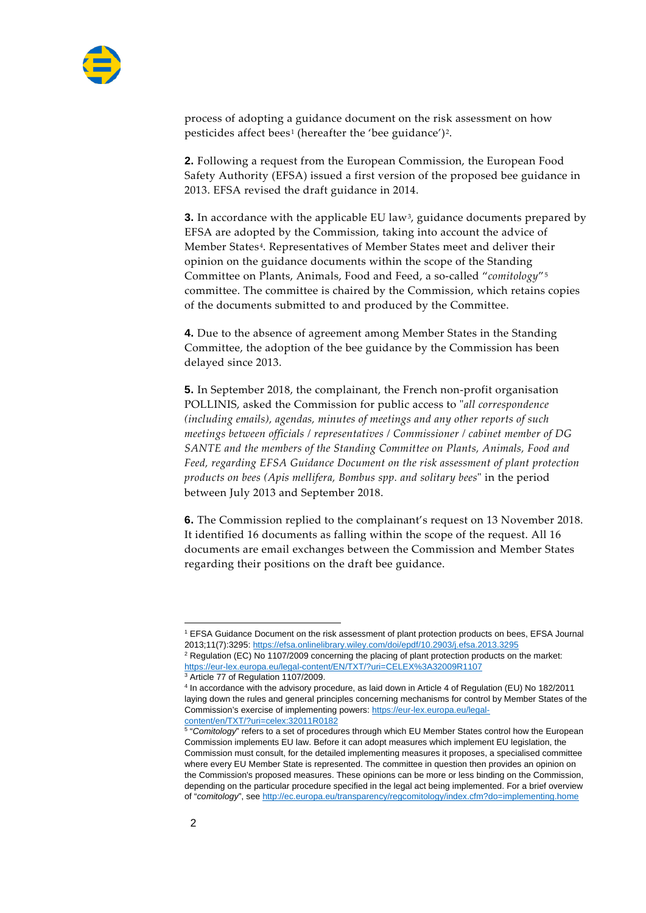process of adopting a guidance document on the risk assessment on how pesticides affect bees[1] (hereafter the 'bee guidance')[2].

**2.** Following a request from the European Commission, the European Food Safety Authority (EFSA) issued a first version of the proposed bee guidance in 2013. EFSA revised the draft guidance in 2014.

**3.** In accordance with the applicable EU law[3], guidance documents prepared by EFSA are adopted by the Commission, taking into account the advice of Member States[4]. Representatives of Member States meet and deliver their opinion on the guidance documents within the scope of the Standing Committee on Plants, Animals, Food and Feed, a so-called "*comitology*"[5] committee. The committee is chaired by the Commission, which retains copies of the documents submitted to and produced by the Committee.

**4.** Due to the absence of agreement among Member States in the Standing Committee, the adoption of the bee guidance by the Commission has been delayed since 2013.

**5.** In September 2018, the complainant, the French non-profit organisation POLLINIS, asked the Commission for public access to "*all correspondence (including emails), agendas, minutes of meetings and any other reports of such meetings between officials / representatives / Commissioner / cabinet member of DG SANTE and the members of the Standing Committee on Plants, Animals, Food and Feed, regarding EFSA Guidance Document on the risk assessment of plant protection products on bees (Apis mellifera, Bombus spp. and solitary bees*" in the period between July 2013 and September 2018.

**6.** The Commission replied to the complainant's request on 13 November 2018. It identified 16 documents as falling within the scope of the request. All 16 documents are email exchanges between the Commission and Member States regarding their positions on the draft bee guidance.

---

[1] EFSA Guidance Document on the risk assessment of plant protection products on bees, EFSA Journal 2013;11(7):3295: https://efsa.onlinelibrary.wiley.com/doi/epdf/10.2903/j.efsa.2013.3295

[2] Regulation (EC) No 1107/2009 concerning the placing of plant protection products on the market: https://eur-lex.europa.eu/legal-content/EN/TXT/?uri=CELEX%3A32009R1107

[3] Article 77 of Regulation 1107/2009.

[4] In accordance with the advisory procedure, as laid down in Article 4 of Regulation (EU) No 182/2011 laying down the rules and general principles concerning mechanisms for control by Member States of the Commission's exercise of implementing powers: https://eur-lex.europa.eu/legal-content/en/TXT/?uri=celex:32011R0182

[5] "*Comitology*" refers to a set of procedures through which EU Member States control how the European Commission implements EU law. Before it can adopt measures which implement EU legislation, the Commission must consult, for the detailed implementing measures it proposes, a specialised committee where every EU Member State is represented. The committee in question then provides an opinion on the Commission's proposed measures. These opinions can be more or less binding on the Commission, depending on the particular procedure specified in the legal act being implemented. For a brief overview of "*comitology*", see http://ec.europa.eu/transparency/regcomitology/index.cfm?do=implementing.home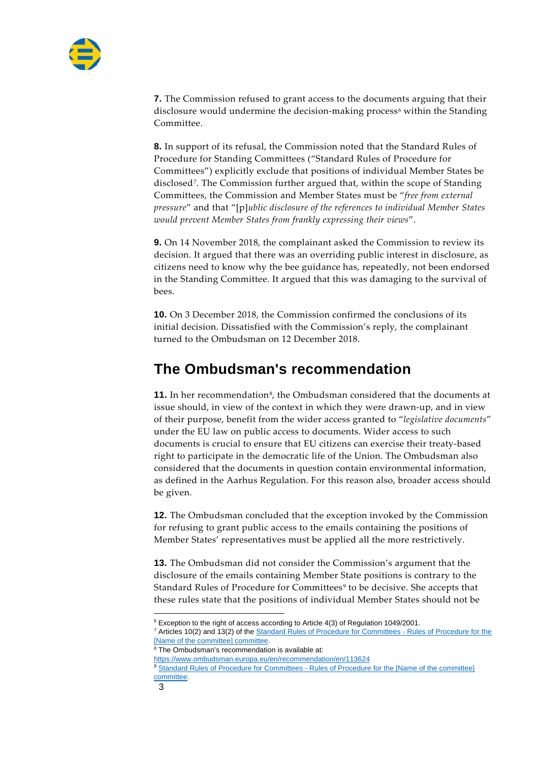**7.** The Commission refused to grant access to the documents arguing that their disclosure would undermine the decision-making process[6] within the Standing Committee.

**8.** In support of its refusal, the Commission noted that the Standard Rules of Procedure for Standing Committees ("Standard Rules of Procedure for Committees") explicitly exclude that positions of individual Member States be disclosed[7]. The Commission further argued that, within the scope of Standing Committees, the Commission and Member States must be "*free from external pressure*" and that "[p]*ublic disclosure of the references to individual Member States would prevent Member States from frankly expressing their views*".

**9.** On 14 November 2018, the complainant asked the Commission to review its decision. It argued that there was an overriding public interest in disclosure, as citizens need to know why the bee guidance has, repeatedly, not been endorsed in the Standing Committee. It argued that this was damaging to the survival of bees.

**10.** On 3 December 2018, the Commission confirmed the conclusions of its initial decision. Dissatisfied with the Commission's reply, the complainant turned to the Ombudsman on 12 December 2018.

## The Ombudsman's recommendation

**11.** In her recommendation[8], the Ombudsman considered that the documents at issue should, in view of the context in which they were drawn-up, and in view of their purpose, benefit from the wider access granted to "*legislative documents*" under the EU law on public access to documents. Wider access to such documents is crucial to ensure that EU citizens can exercise their treaty-based right to participate in the democratic life of the Union. The Ombudsman also considered that the documents in question contain environmental information, as defined in the Aarhus Regulation. For this reason also, broader access should be given.

**12.** The Ombudsman concluded that the exception invoked by the Commission for refusing to grant public access to the emails containing the positions of Member States' representatives must be applied all the more restrictively.

**13.** The Ombudsman did not consider the Commission's argument that the disclosure of the emails containing Member State positions is contrary to the Standard Rules of Procedure for Committees[9] to be decisive. She accepts that these rules state that the positions of individual Member States should not be

---

[6] Exception to the right of access according to Article 4(3) of Regulation 1049/2001.

[7] Articles 10(2) and 13(2) of the Standard Rules of Procedure for Committees - Rules of Procedure for the [Name of the committee] committee.

[8] The Ombudsman's recommendation is available at: https://www.ombudsman.europa.eu/en/recommendation/en/113624

[9] Standard Rules of Procedure for Committees - Rules of Procedure for the [Name of the committee] committee.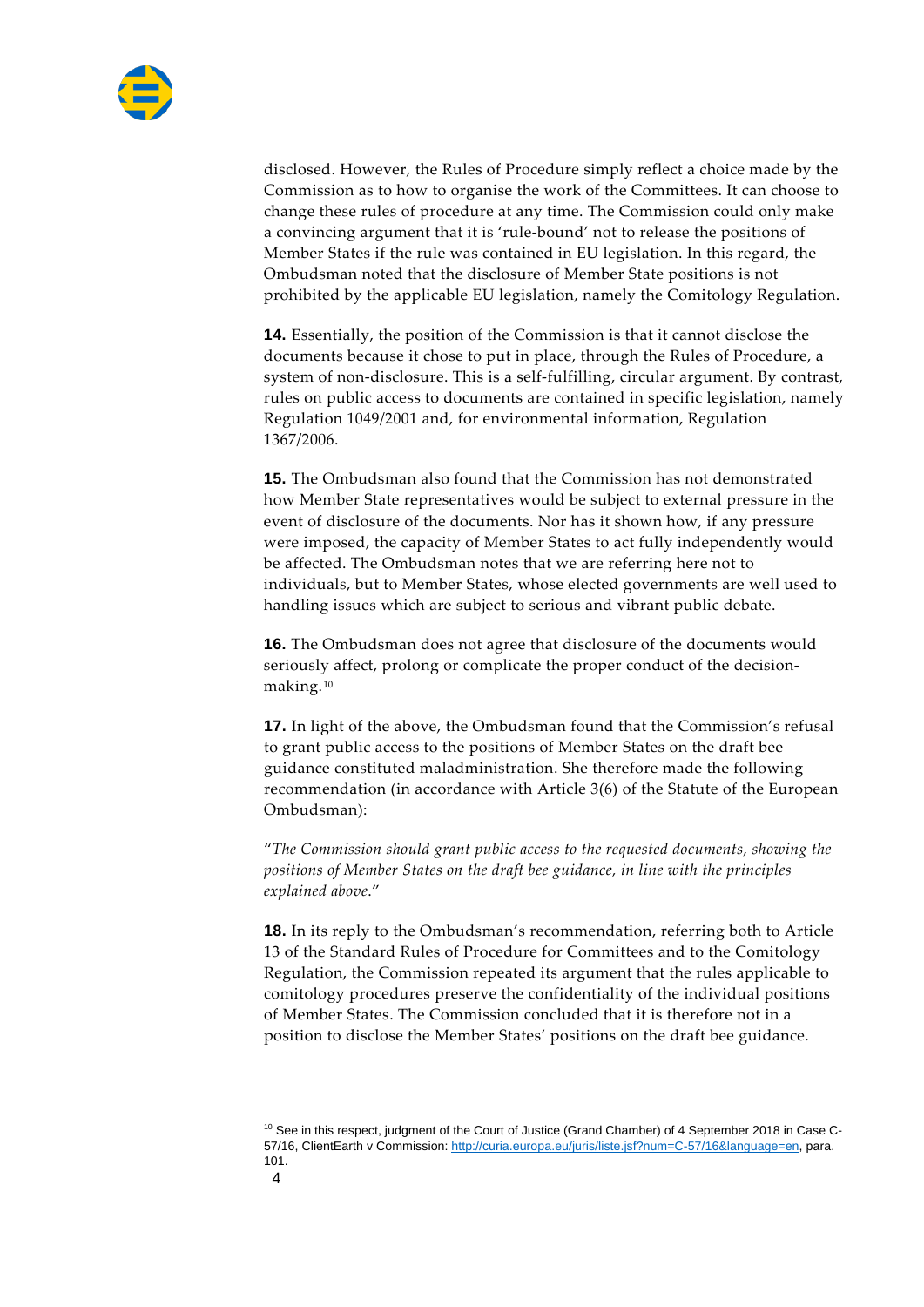disclosed. However, the Rules of Procedure simply reflect a choice made by the Commission as to how to organise the work of the Committees. It can choose to change these rules of procedure at any time. The Commission could only make a convincing argument that it is 'rule-bound' not to release the positions of Member States if the rule was contained in EU legislation. In this regard, the Ombudsman noted that the disclosure of Member State positions is not prohibited by the applicable EU legislation, namely the Comitology Regulation.

**14.** Essentially, the position of the Commission is that it cannot disclose the documents because it chose to put in place, through the Rules of Procedure, a system of non-disclosure. This is a self-fulfilling, circular argument. By contrast, rules on public access to documents are contained in specific legislation, namely Regulation 1049/2001 and, for environmental information, Regulation 1367/2006.

**15.** The Ombudsman also found that the Commission has not demonstrated how Member State representatives would be subject to external pressure in the event of disclosure of the documents. Nor has it shown how, if any pressure were imposed, the capacity of Member States to act fully independently would be affected. The Ombudsman notes that we are referring here not to individuals, but to Member States, whose elected governments are well used to handling issues which are subject to serious and vibrant public debate.

**16.** The Ombudsman does not agree that disclosure of the documents would seriously affect, prolong or complicate the proper conduct of the decision-making.[10]

**17.** In light of the above, the Ombudsman found that the Commission's refusal to grant public access to the positions of Member States on the draft bee guidance constituted maladministration. She therefore made the following recommendation (in accordance with Article 3(6) of the Statute of the European Ombudsman):

"*The Commission should grant public access to the requested documents, showing the positions of Member States on the draft bee guidance, in line with the principles explained above*."

**18.** In its reply to the Ombudsman's recommendation, referring both to Article 13 of the Standard Rules of Procedure for Committees and to the Comitology Regulation, the Commission repeated its argument that the rules applicable to comitology procedures preserve the confidentiality of the individual positions of Member States. The Commission concluded that it is therefore not in a position to disclose the Member States' positions on the draft bee guidance.

---

[10] See in this respect, judgment of the Court of Justice (Grand Chamber) of 4 September 2018 in Case C-57/16, ClientEarth v Commission: http://curia.europa.eu/juris/liste.jsf?num=C-57/16&language=en, para. 101.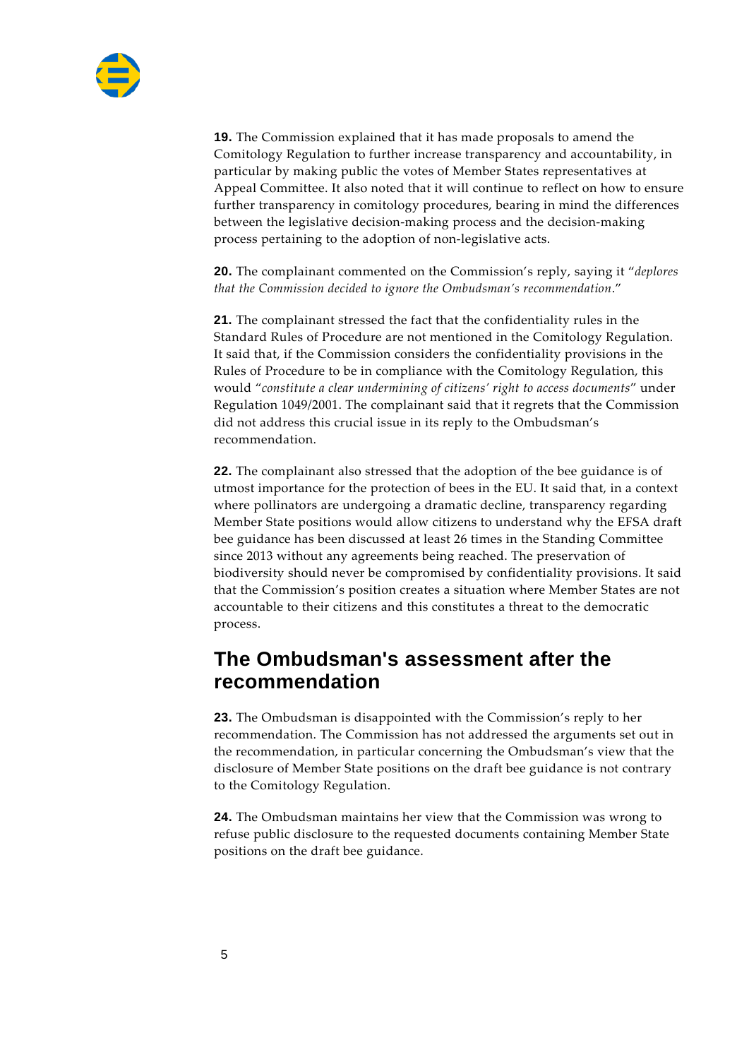**19.** The Commission explained that it has made proposals to amend the Comitology Regulation to further increase transparency and accountability, in particular by making public the votes of Member States representatives at Appeal Committee. It also noted that it will continue to reflect on how to ensure further transparency in comitology procedures, bearing in mind the differences between the legislative decision-making process and the decision-making process pertaining to the adoption of non-legislative acts.

**20.** The complainant commented on the Commission's reply, saying it "*deplores that the Commission decided to ignore the Ombudsman's recommendation*."

**21.** The complainant stressed the fact that the confidentiality rules in the Standard Rules of Procedure are not mentioned in the Comitology Regulation. It said that, if the Commission considers the confidentiality provisions in the Rules of Procedure to be in compliance with the Comitology Regulation, this would "*constitute a clear undermining of citizens' right to access documents*" under Regulation 1049/2001. The complainant said that it regrets that the Commission did not address this crucial issue in its reply to the Ombudsman's recommendation.

**22.** The complainant also stressed that the adoption of the bee guidance is of utmost importance for the protection of bees in the EU. It said that, in a context where pollinators are undergoing a dramatic decline, transparency regarding Member State positions would allow citizens to understand why the EFSA draft bee guidance has been discussed at least 26 times in the Standing Committee since 2013 without any agreements being reached. The preservation of biodiversity should never be compromised by confidentiality provisions. It said that the Commission's position creates a situation where Member States are not accountable to their citizens and this constitutes a threat to the democratic process.

## The Ombudsman's assessment after the recommendation

**23.** The Ombudsman is disappointed with the Commission's reply to her recommendation. The Commission has not addressed the arguments set out in the recommendation, in particular concerning the Ombudsman's view that the disclosure of Member State positions on the draft bee guidance is not contrary to the Comitology Regulation.

**24.** The Ombudsman maintains her view that the Commission was wrong to refuse public disclosure to the requested documents containing Member State positions on the draft bee guidance.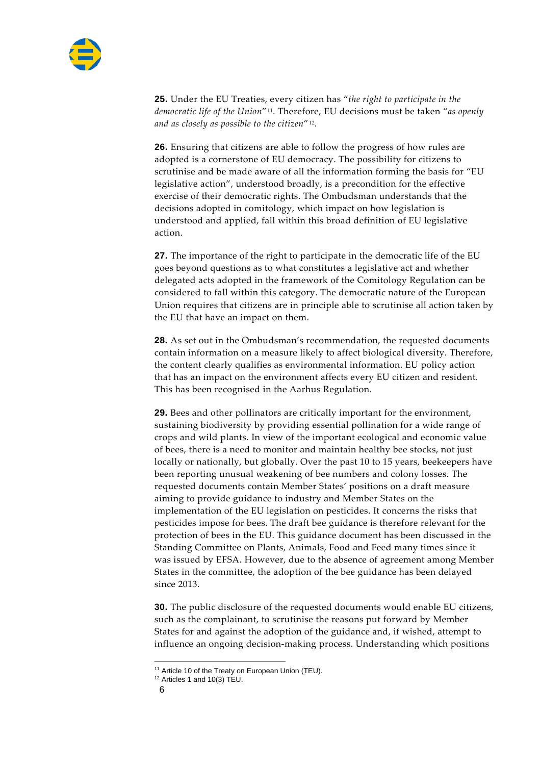**25.** Under the EU Treaties, every citizen has "*the right to participate in the democratic life of the Union*"[11]. Therefore, EU decisions must be taken "*as openly and as closely as possible to the citizen*"[12].

**26.** Ensuring that citizens are able to follow the progress of how rules are adopted is a cornerstone of EU democracy. The possibility for citizens to scrutinise and be made aware of all the information forming the basis for "EU legislative action", understood broadly, is a precondition for the effective exercise of their democratic rights. The Ombudsman understands that the decisions adopted in comitology, which impact on how legislation is understood and applied, fall within this broad definition of EU legislative action.

**27.** The importance of the right to participate in the democratic life of the EU goes beyond questions as to what constitutes a legislative act and whether delegated acts adopted in the framework of the Comitology Regulation can be considered to fall within this category. The democratic nature of the European Union requires that citizens are in principle able to scrutinise all action taken by the EU that have an impact on them.

**28.** As set out in the Ombudsman's recommendation, the requested documents contain information on a measure likely to affect biological diversity. Therefore, the content clearly qualifies as environmental information. EU policy action that has an impact on the environment affects every EU citizen and resident. This has been recognised in the Aarhus Regulation.

**29.** Bees and other pollinators are critically important for the environment, sustaining biodiversity by providing essential pollination for a wide range of crops and wild plants. In view of the important ecological and economic value of bees, there is a need to monitor and maintain healthy bee stocks, not just locally or nationally, but globally. Over the past 10 to 15 years, beekeepers have been reporting unusual weakening of bee numbers and colony losses. The requested documents contain Member States' positions on a draft measure aiming to provide guidance to industry and Member States on the implementation of the EU legislation on pesticides. It concerns the risks that pesticides impose for bees. The draft bee guidance is therefore relevant for the protection of bees in the EU. This guidance document has been discussed in the Standing Committee on Plants, Animals, Food and Feed many times since it was issued by EFSA. However, due to the absence of agreement among Member States in the committee, the adoption of the bee guidance has been delayed since 2013.

**30.** The public disclosure of the requested documents would enable EU citizens, such as the complainant, to scrutinise the reasons put forward by Member States for and against the adoption of the guidance and, if wished, attempt to influence an ongoing decision-making process. Understanding which positions

[11] Article 10 of the Treaty on European Union (TEU).

[12] Articles 1 and 10(3) TEU.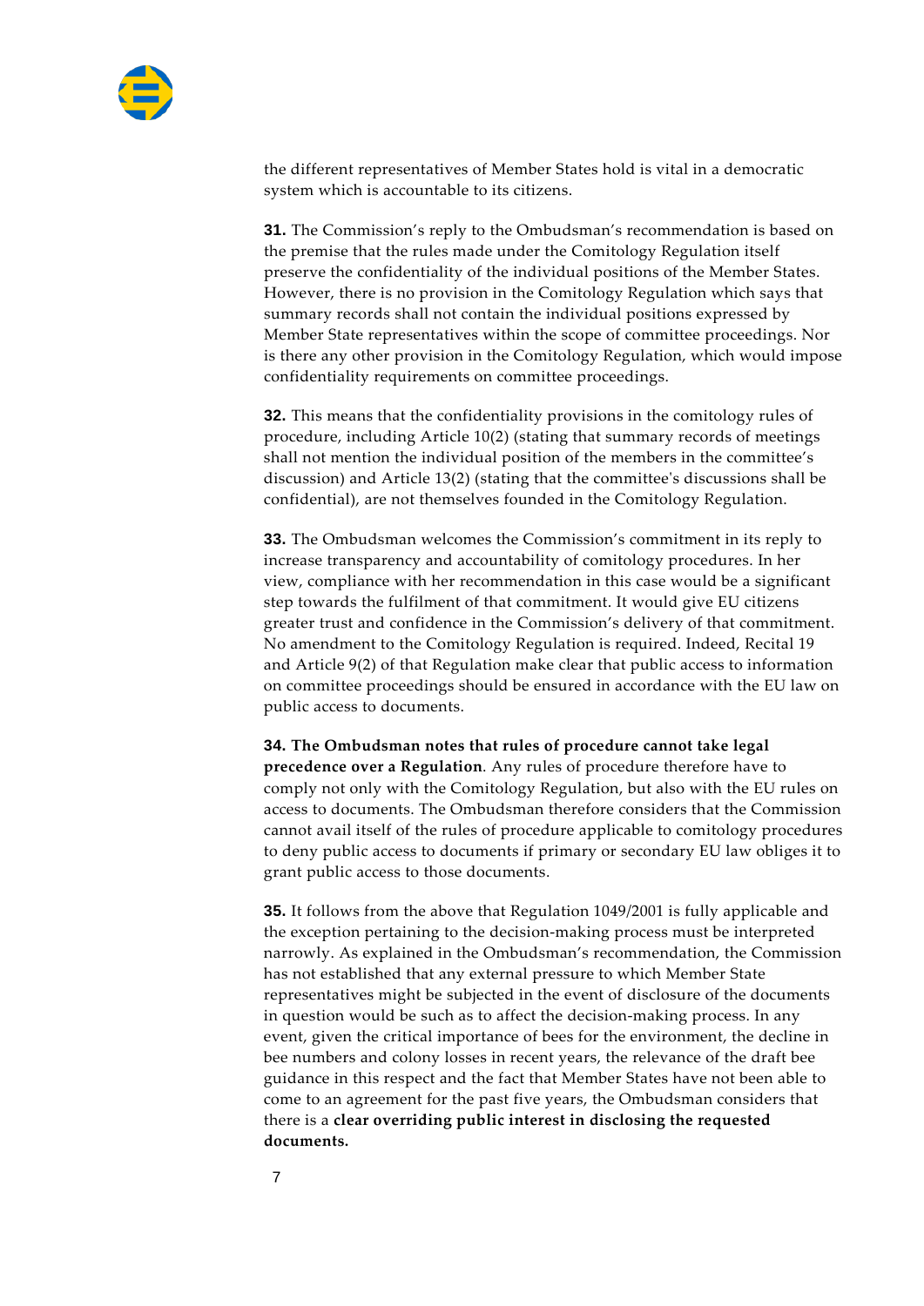the different representatives of Member States hold is vital in a democratic system which is accountable to its citizens.

**31.** The Commission's reply to the Ombudsman's recommendation is based on the premise that the rules made under the Comitology Regulation itself preserve the confidentiality of the individual positions of the Member States. However, there is no provision in the Comitology Regulation which says that summary records shall not contain the individual positions expressed by Member State representatives within the scope of committee proceedings. Nor is there any other provision in the Comitology Regulation, which would impose confidentiality requirements on committee proceedings.

**32.** This means that the confidentiality provisions in the comitology rules of procedure, including Article 10(2) (stating that summary records of meetings shall not mention the individual position of the members in the committee's discussion) and Article 13(2) (stating that the committee's discussions shall be confidential), are not themselves founded in the Comitology Regulation.

**33.** The Ombudsman welcomes the Commission's commitment in its reply to increase transparency and accountability of comitology procedures. In her view, compliance with her recommendation in this case would be a significant step towards the fulfilment of that commitment. It would give EU citizens greater trust and confidence in the Commission's delivery of that commitment. No amendment to the Comitology Regulation is required. Indeed, Recital 19 and Article 9(2) of that Regulation make clear that public access to information on committee proceedings should be ensured in accordance with the EU law on public access to documents.

**34. The Ombudsman notes that rules of procedure cannot take legal precedence over a Regulation**. Any rules of procedure therefore have to comply not only with the Comitology Regulation, but also with the EU rules on access to documents. The Ombudsman therefore considers that the Commission cannot avail itself of the rules of procedure applicable to comitology procedures to deny public access to documents if primary or secondary EU law obliges it to grant public access to those documents.

**35.** It follows from the above that Regulation 1049/2001 is fully applicable and the exception pertaining to the decision-making process must be interpreted narrowly. As explained in the Ombudsman's recommendation, the Commission has not established that any external pressure to which Member State representatives might be subjected in the event of disclosure of the documents in question would be such as to affect the decision-making process. In any event, given the critical importance of bees for the environment, the decline in bee numbers and colony losses in recent years, the relevance of the draft bee guidance in this respect and the fact that Member States have not been able to come to an agreement for the past five years, the Ombudsman considers that there is a **clear overriding public interest in disclosing the requested documents.**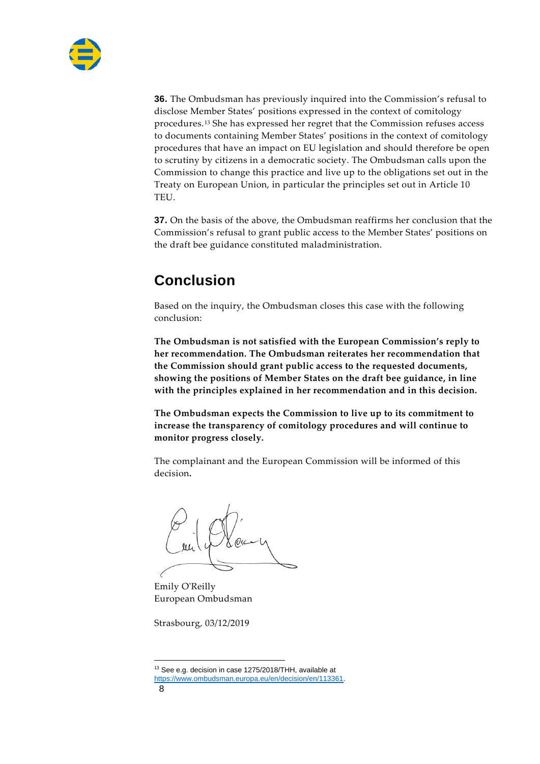**36.** The Ombudsman has previously inquired into the Commission's refusal to disclose Member States' positions expressed in the context of comitology procedures.[13] She has expressed her regret that the Commission refuses access to documents containing Member States' positions in the context of comitology procedures that have an impact on EU legislation and should therefore be open to scrutiny by citizens in a democratic society. The Ombudsman calls upon the Commission to change this practice and live up to the obligations set out in the Treaty on European Union, in particular the principles set out in Article 10 TEU.

**37.** On the basis of the above, the Ombudsman reaffirms her conclusion that the Commission's refusal to grant public access to the Member States' positions on the draft bee guidance constituted maladministration.

## Conclusion

Based on the inquiry, the Ombudsman closes this case with the following conclusion:

**The Ombudsman is not satisfied with the European Commission's reply to her recommendation. The Ombudsman reiterates her recommendation that the Commission should grant public access to the requested documents, showing the positions of Member States on the draft bee guidance, in line with the principles explained in her recommendation and in this decision.**

**The Ombudsman expects the Commission to live up to its commitment to increase the transparency of comitology procedures and will continue to monitor progress closely.**

The complainant and the European Commission will be informed of this decision**.**

Emily O'Reilly
European Ombudsman

Strasbourg, 03/12/2019

[13] See e.g. decision in case 1275/2018/THH, available at https://www.ombudsman.europa.eu/en/decision/en/113361.